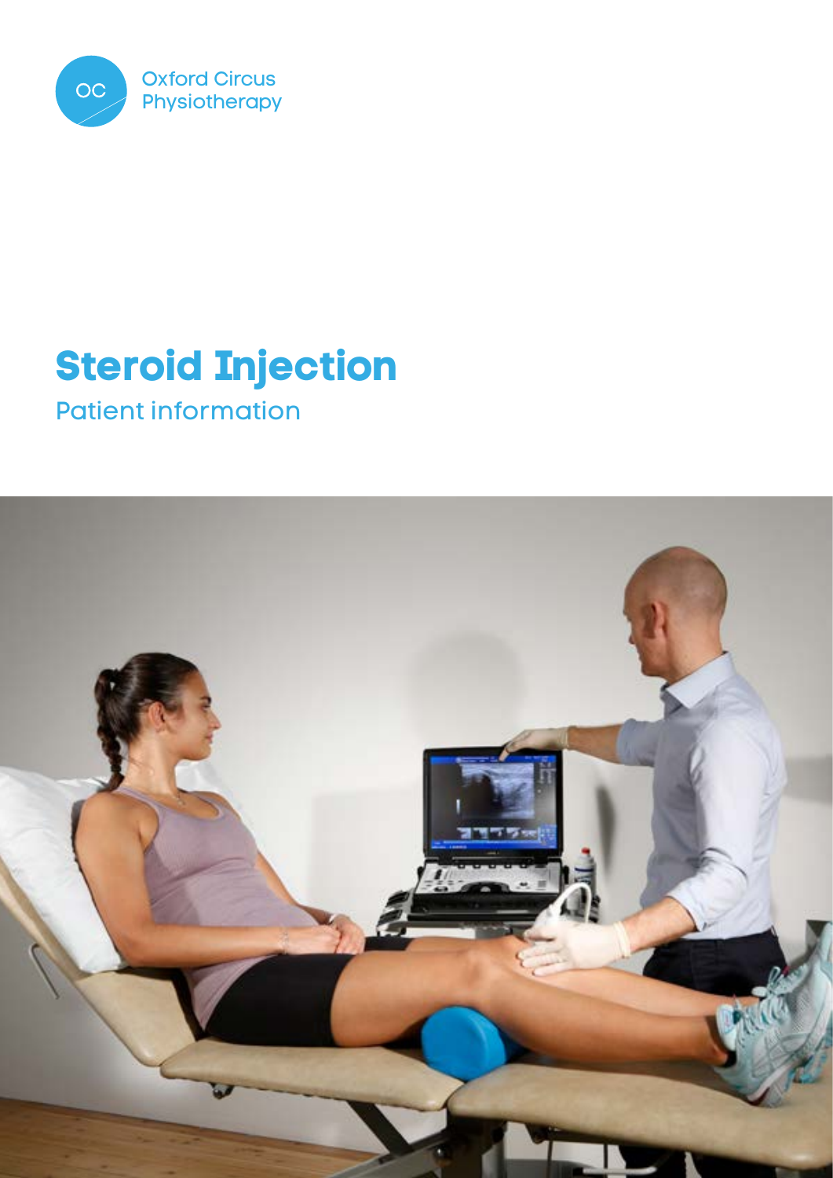OC Oxford Circus Physiotherapy

# Steroid Injection

## Patient information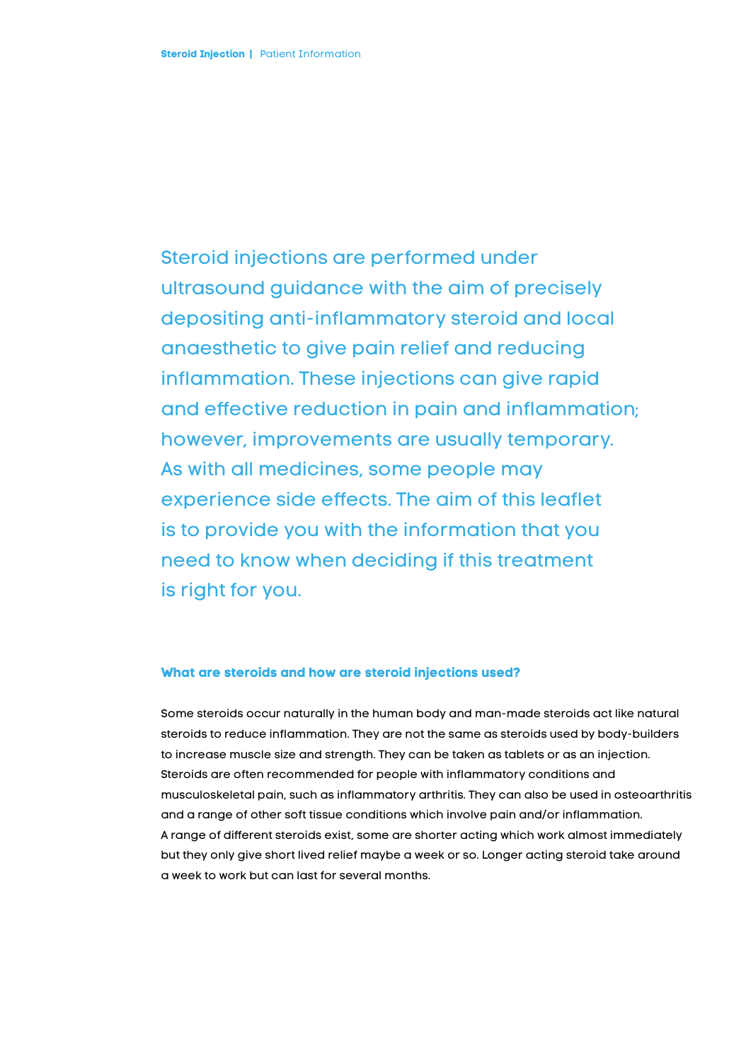Steroid injections are performed under ultrasound guidance with the aim of precisely depositing anti-inflammatory steroid and local anaesthetic to give pain relief and reducing inflammation. These injections can give rapid and effective reduction in pain and inflammation; however, improvements are usually temporary. As with all medicines, some people may experience side effects. The aim of this leaflet is to provide you with the information that you need to know when deciding if this treatment is right for you.

## What are steroids and how are steroid injections used?

Some steroids occur naturally in the human body and man-made steroids act like natural steroids to reduce inflammation. They are not the same as steroids used by body-builders to increase muscle size and strength. They can be taken as tablets or as an injection. Steroids are often recommended for people with inflammatory conditions and musculoskeletal pain, such as inflammatory arthritis. They can also be used in osteoarthritis and a range of other soft tissue conditions which involve pain and/or inflammation.
A range of different steroids exist, some are shorter acting which work almost immediately but they only give short lived relief maybe a week or so. Longer acting steroid take around a week to work but can last for several months.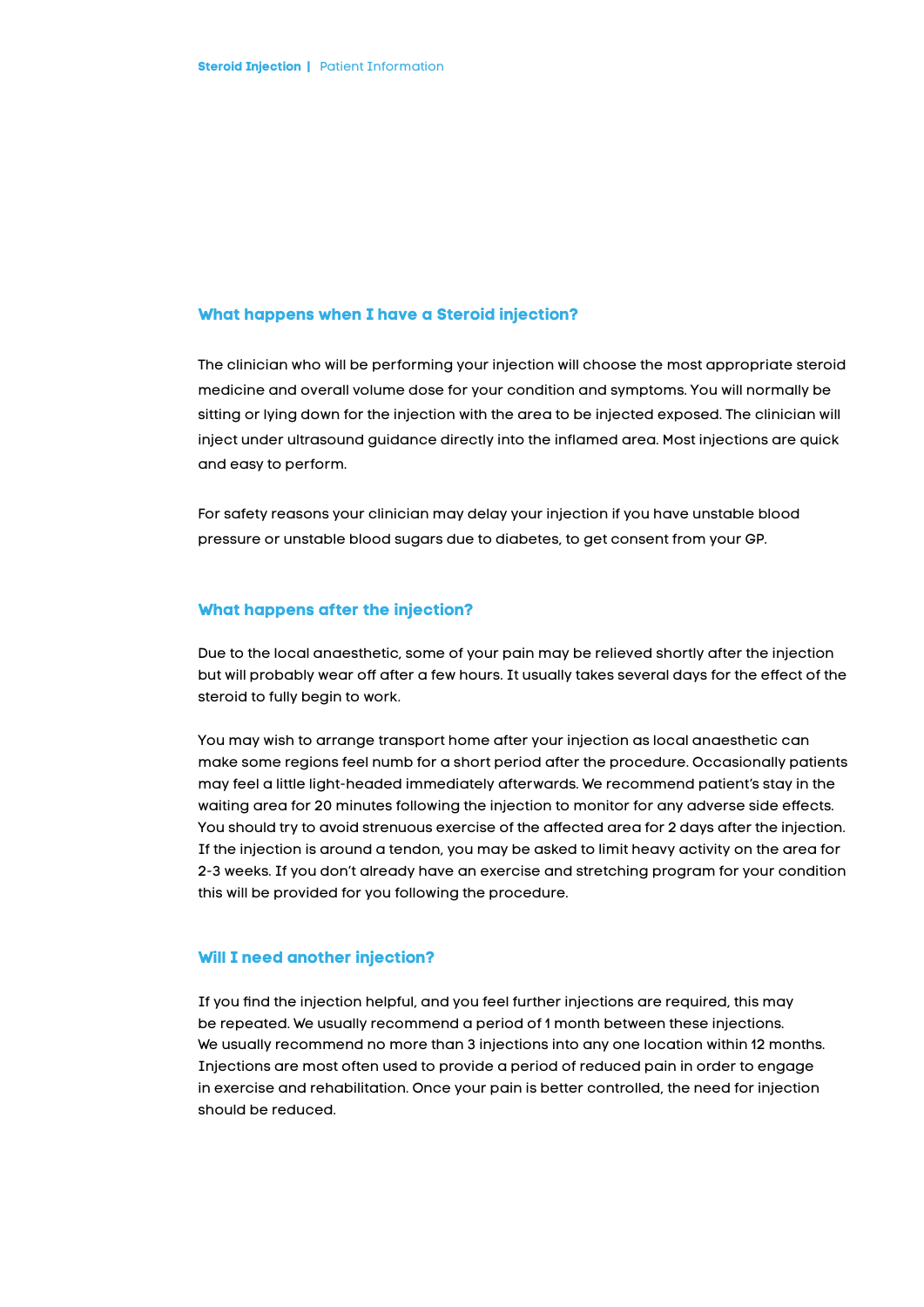## What happens when I have a Steroid injection?

The clinician who will be performing your injection will choose the most appropriate steroid medicine and overall volume dose for your condition and symptoms. You will normally be sitting or lying down for the injection with the area to be injected exposed. The clinician will inject under ultrasound guidance directly into the inflamed area. Most injections are quick and easy to perform.

For safety reasons your clinician may delay your injection if you have unstable blood pressure or unstable blood sugars due to diabetes, to get consent from your GP.

## What happens after the injection?

Due to the local anaesthetic, some of your pain may be relieved shortly after the injection but will probably wear off after a few hours. It usually takes several days for the effect of the steroid to fully begin to work.

You may wish to arrange transport home after your injection as local anaesthetic can make some regions feel numb for a short period after the procedure. Occasionally patients may feel a little light-headed immediately afterwards. We recommend patient's stay in the waiting area for 20 minutes following the injection to monitor for any adverse side effects. You should try to avoid strenuous exercise of the affected area for 2 days after the injection. If the injection is around a tendon, you may be asked to limit heavy activity on the area for 2-3 weeks. If you don't already have an exercise and stretching program for your condition this will be provided for you following the procedure.

## Will I need another injection?

If you find the injection helpful, and you feel further injections are required, this may be repeated. We usually recommend a period of 1 month between these injections. We usually recommend no more than 3 injections into any one location within 12 months. Injections are most often used to provide a period of reduced pain in order to engage in exercise and rehabilitation. Once your pain is better controlled, the need for injection should be reduced.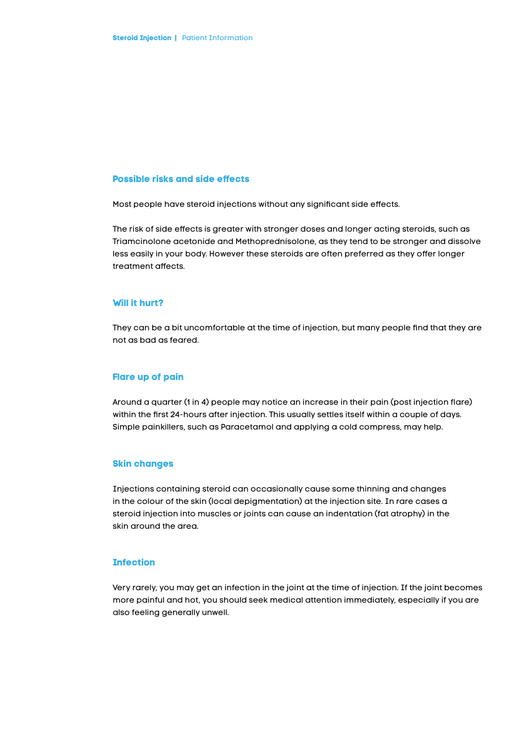## Possible risks and side effects

Most people have steroid injections without any significant side effects.

The risk of side effects is greater with stronger doses and longer acting steroids, such as Triamcinolone acetonide and Methoprednisolone, as they tend to be stronger and dissolve less easily in your body. However these steroids are often preferred as they offer longer treatment affects.

## Will it hurt?

They can be a bit uncomfortable at the time of injection, but many people find that they are not as bad as feared.

## Flare up of pain

Around a quarter (1 in 4) people may notice an increase in their pain (post injection flare) within the first 24-hours after injection. This usually settles itself within a couple of days. Simple painkillers, such as Paracetamol and applying a cold compress, may help.

## Skin changes

Injections containing steroid can occasionally cause some thinning and changes in the colour of the skin (local depigmentation) at the injection site. In rare cases a steroid injection into muscles or joints can cause an indentation (fat atrophy) in the skin around the area.

## Infection

Very rarely, you may get an infection in the joint at the time of injection. If the joint becomes more painful and hot, you should seek medical attention immediately, especially if you are also feeling generally unwell.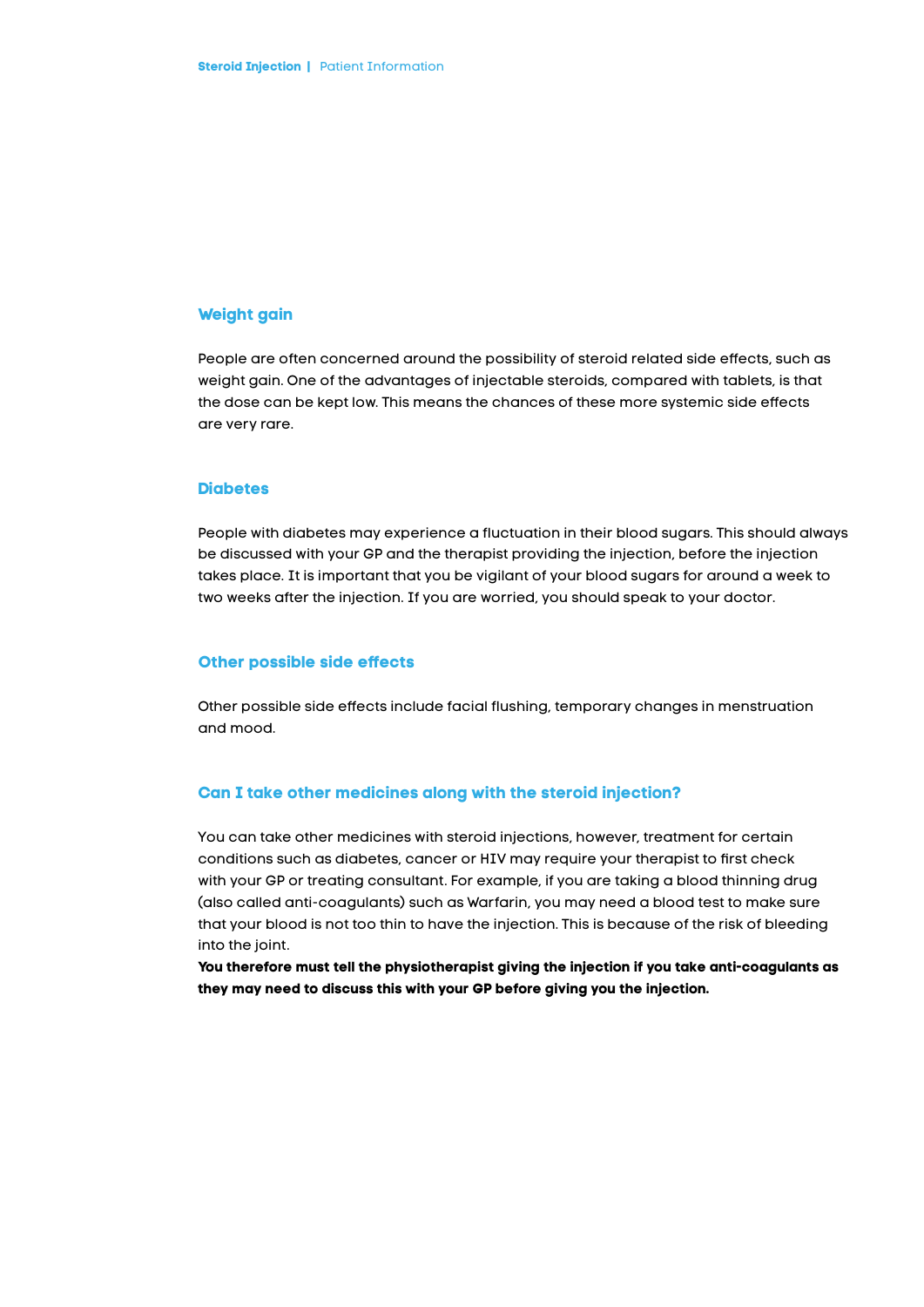## Weight gain

People are often concerned around the possibility of steroid related side effects, such as weight gain. One of the advantages of injectable steroids, compared with tablets, is that the dose can be kept low. This means the chances of these more systemic side effects are very rare.

## Diabetes

People with diabetes may experience a fluctuation in their blood sugars. This should always be discussed with your GP and the therapist providing the injection, before the injection takes place. It is important that you be vigilant of your blood sugars for around a week to two weeks after the injection. If you are worried, you should speak to your doctor.

## Other possible side effects

Other possible side effects include facial flushing, temporary changes in menstruation and mood.

## Can I take other medicines along with the steroid injection?

You can take other medicines with steroid injections, however, treatment for certain conditions such as diabetes, cancer or HIV may require your therapist to first check with your GP or treating consultant. For example, if you are taking a blood thinning drug (also called anti-coagulants) such as Warfarin, you may need a blood test to make sure that your blood is not too thin to have the injection. This is because of the risk of bleeding into the joint.

**You therefore must tell the physiotherapist giving the injection if you take anti-coagulants as they may need to discuss this with your GP before giving you the injection.**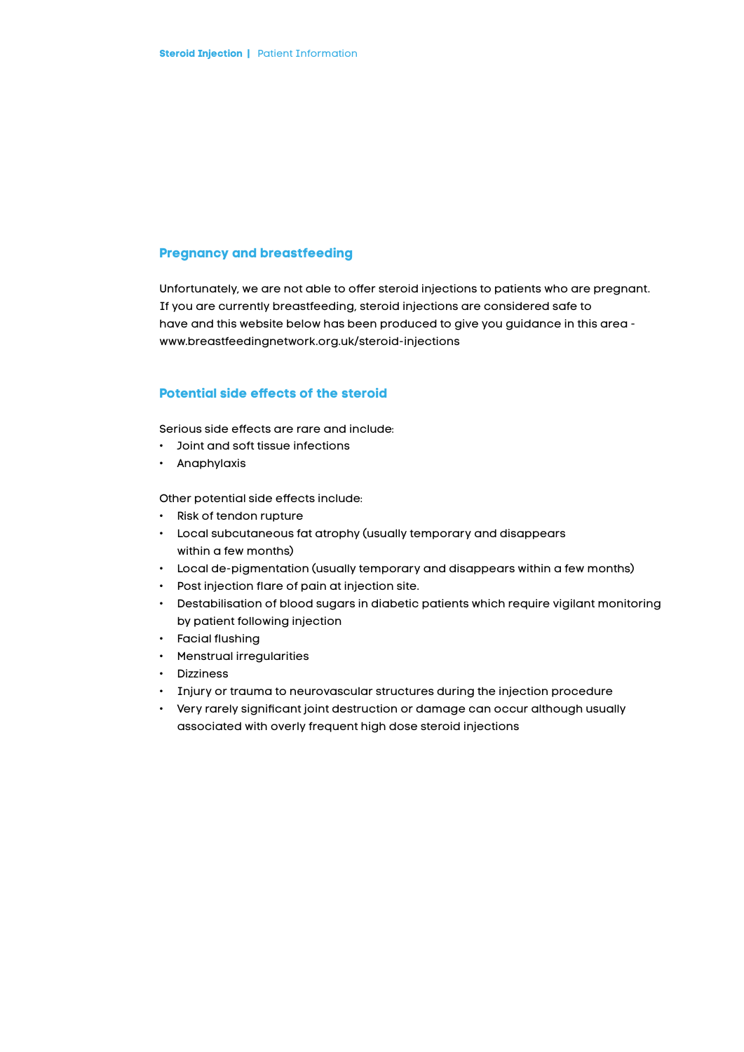## Pregnancy and breastfeeding

Unfortunately, we are not able to offer steroid injections to patients who are pregnant. If you are currently breastfeeding, steroid injections are considered safe to have and this website below has been produced to give you guidance in this area - www.breastfeedingnetwork.org.uk/steroid-injections

## Potential side effects of the steroid

Serious side effects are rare and include:

- Joint and soft tissue infections
- Anaphylaxis

Other potential side effects include:

- Risk of tendon rupture
- Local subcutaneous fat atrophy (usually temporary and disappears within a few months)
- Local de-pigmentation (usually temporary and disappears within a few months)
- Post injection flare of pain at injection site.
- Destabilisation of blood sugars in diabetic patients which require vigilant monitoring by patient following injection
- Facial flushing
- Menstrual irregularities
- Dizziness
- Injury or trauma to neurovascular structures during the injection procedure
- Very rarely significant joint destruction or damage can occur although usually associated with overly frequent high dose steroid injections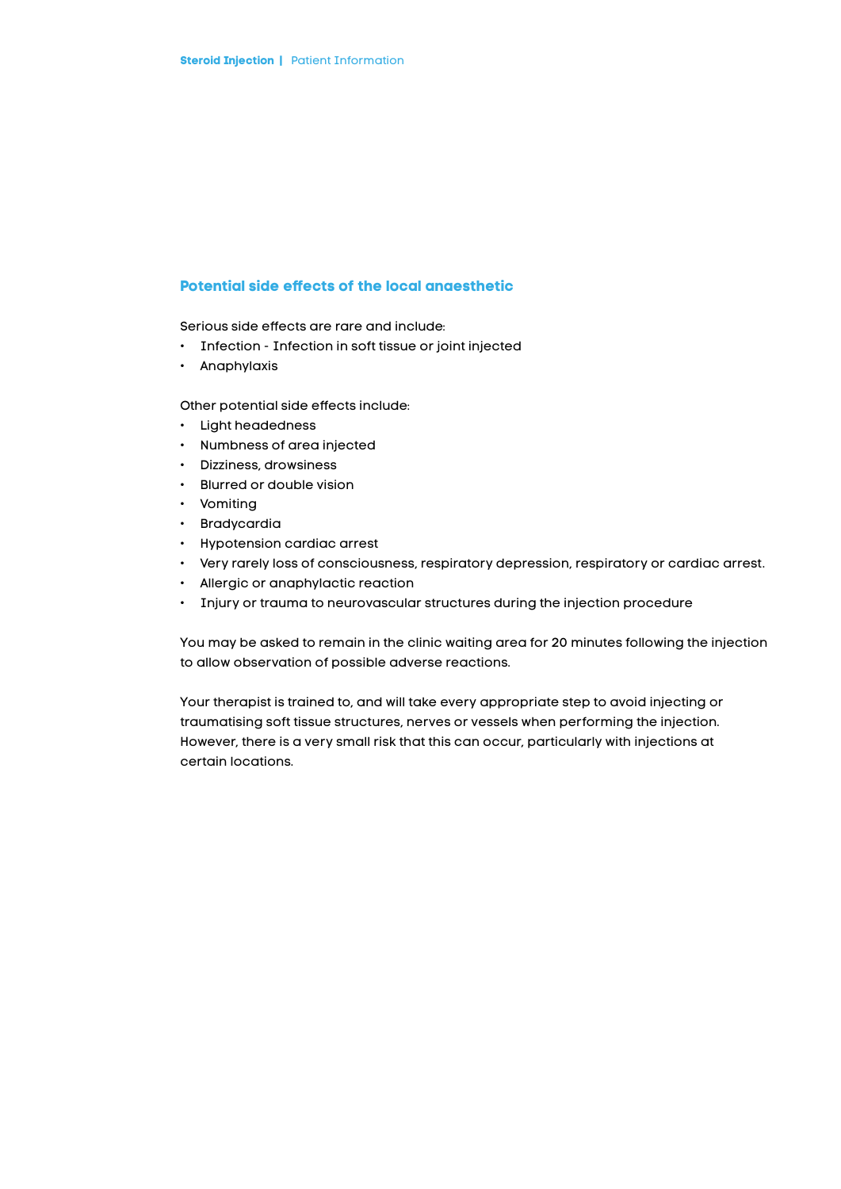## Potential side effects of the local anaesthetic

Serious side effects are rare and include:

- Infection - Infection in soft tissue or joint injected
- Anaphylaxis

Other potential side effects include:

- Light headedness
- Numbness of area injected
- Dizziness, drowsiness
- Blurred or double vision
- Vomiting
- Bradycardia
- Hypotension cardiac arrest
- Very rarely loss of consciousness, respiratory depression, respiratory or cardiac arrest.
- Allergic or anaphylactic reaction
- Injury or trauma to neurovascular structures during the injection procedure

You may be asked to remain in the clinic waiting area for 20 minutes following the injection to allow observation of possible adverse reactions.

Your therapist is trained to, and will take every appropriate step to avoid injecting or traumatising soft tissue structures, nerves or vessels when performing the injection. However, there is a very small risk that this can occur, particularly with injections at certain locations.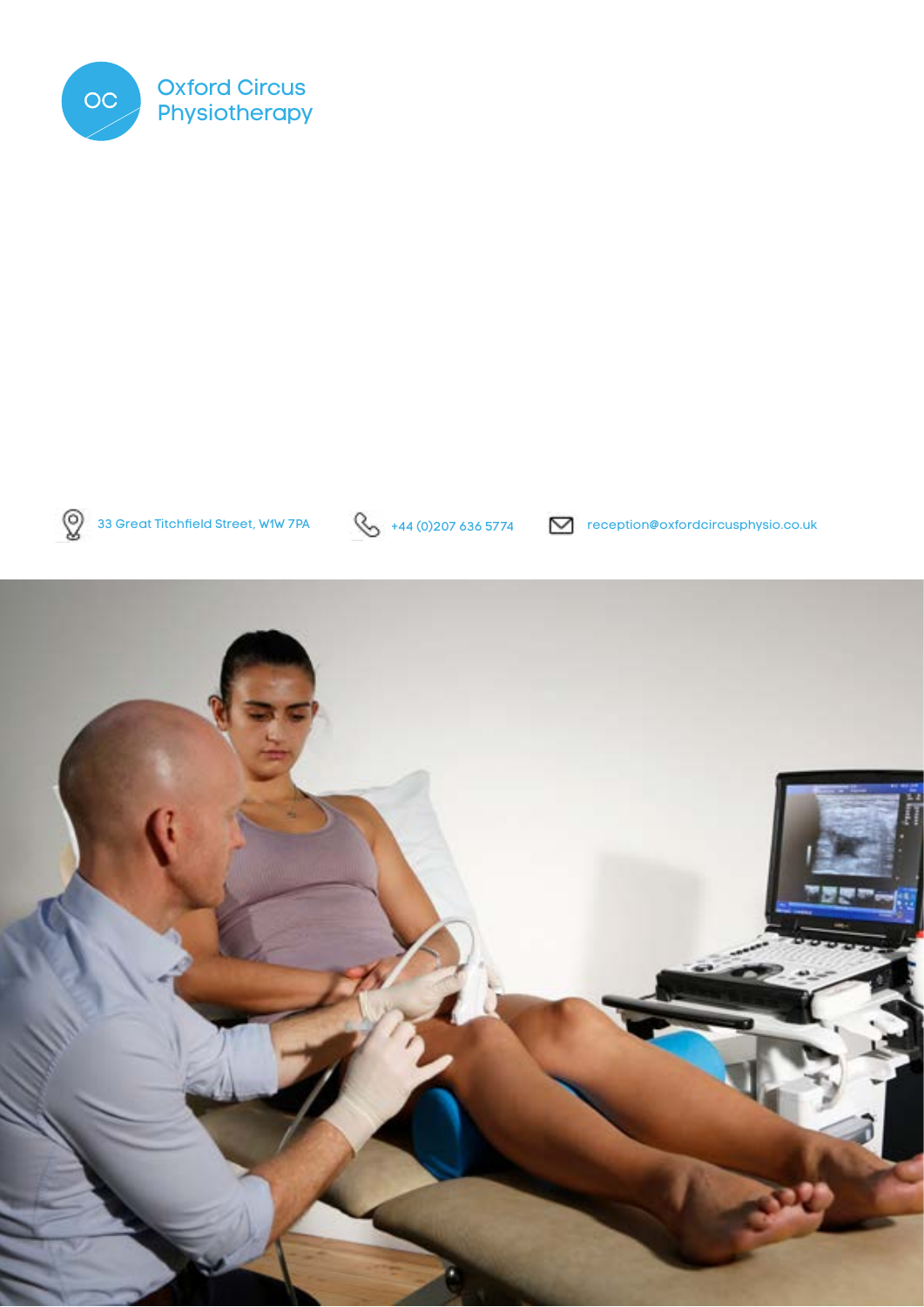Oxford Circus Physiotherapy

33 Great Titchfield Street, W1W 7PA

+44 (0)207 636 5774

reception@oxfordcircusphysio.co.uk